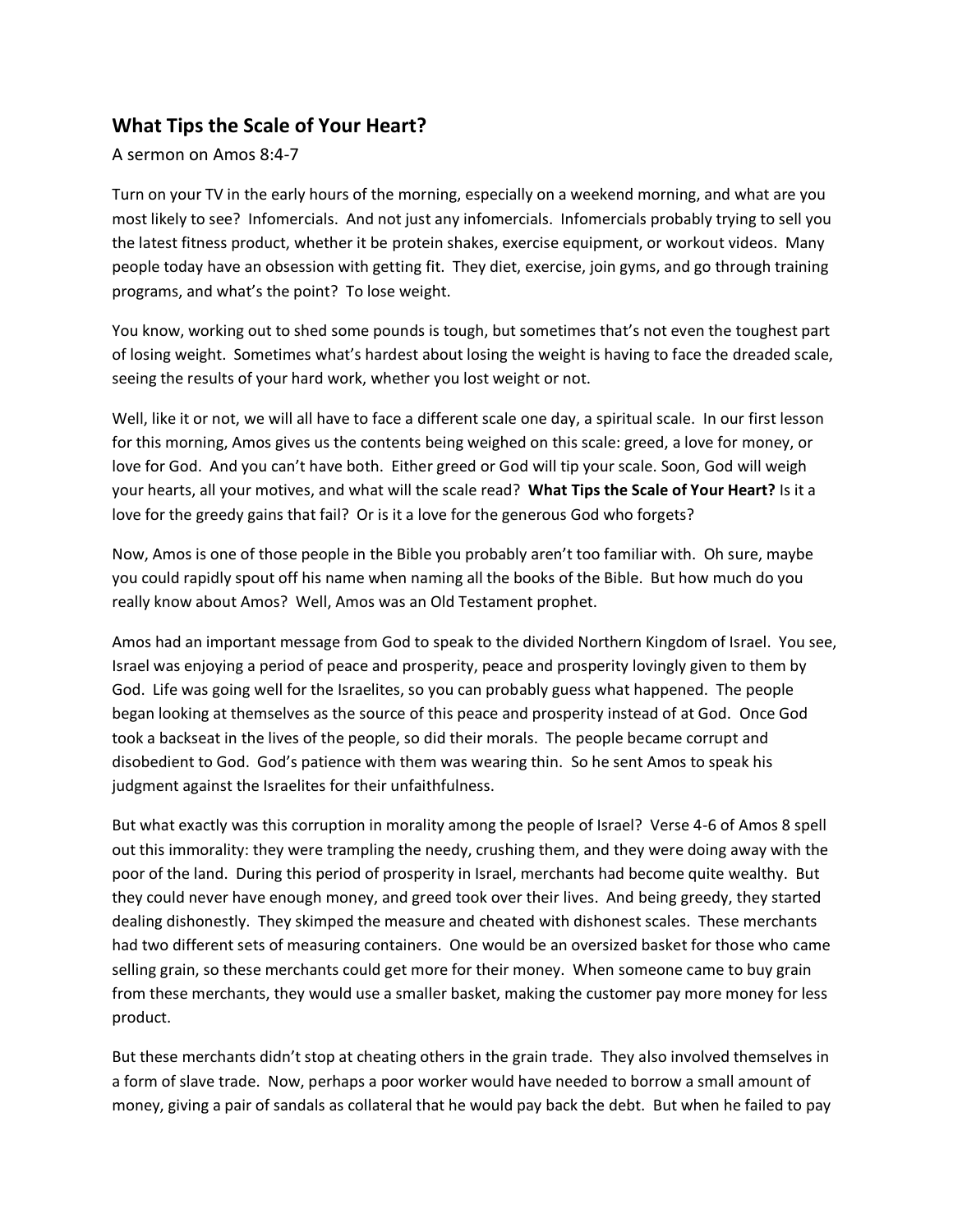## What Tips the Scale of Your Heart?

A sermon on Amos 8:4-7

Turn on your TV in the early hours of the morning, especially on a weekend morning, and what are you most likely to see? Infomercials. And not just any infomercials. Infomercials probably trying to sell you the latest fitness product, whether it be protein shakes, exercise equipment, or workout videos. Many people today have an obsession with getting fit. They diet, exercise, join gyms, and go through training programs, and what's the point? To lose weight.

You know, working out to shed some pounds is tough, but sometimes that's not even the toughest part of losing weight. Sometimes what's hardest about losing the weight is having to face the dreaded scale, seeing the results of your hard work, whether you lost weight or not.

Well, like it or not, we will all have to face a different scale one day, a spiritual scale. In our first lesson for this morning, Amos gives us the contents being weighed on this scale: greed, a love for money, or love for God. And you can't have both. Either greed or God will tip your scale. Soon, God will weigh your hearts, all your motives, and what will the scale read? **What Tips the Scale of Your Heart?** Is it a love for the greedy gains that fail? Or is it a love for the generous God who forgets?

Now, Amos is one of those people in the Bible you probably aren't too familiar with. Oh sure, maybe you could rapidly spout off his name when naming all the books of the Bible. But how much do you really know about Amos? Well, Amos was an Old Testament prophet.

Amos had an important message from God to speak to the divided Northern Kingdom of Israel. You see, Israel was enjoying a period of peace and prosperity, peace and prosperity lovingly given to them by God. Life was going well for the Israelites, so you can probably guess what happened. The people began looking at themselves as the source of this peace and prosperity instead of at God. Once God took a backseat in the lives of the people, so did their morals. The people became corrupt and disobedient to God. God's patience with them was wearing thin. So he sent Amos to speak his judgment against the Israelites for their unfaithfulness.

But what exactly was this corruption in morality among the people of Israel? Verse 4-6 of Amos 8 spell out this immorality: they were trampling the needy, crushing them, and they were doing away with the poor of the land. During this period of prosperity in Israel, merchants had become quite wealthy. But they could never have enough money, and greed took over their lives. And being greedy, they started dealing dishonestly. They skimped the measure and cheated with dishonest scales. These merchants had two different sets of measuring containers. One would be an oversized basket for those who came selling grain, so these merchants could get more for their money. When someone came to buy grain from these merchants, they would use a smaller basket, making the customer pay more money for less product.

But these merchants didn't stop at cheating others in the grain trade. They also involved themselves in a form of slave trade. Now, perhaps a poor worker would have needed to borrow a small amount of money, giving a pair of sandals as collateral that he would pay back the debt. But when he failed to pay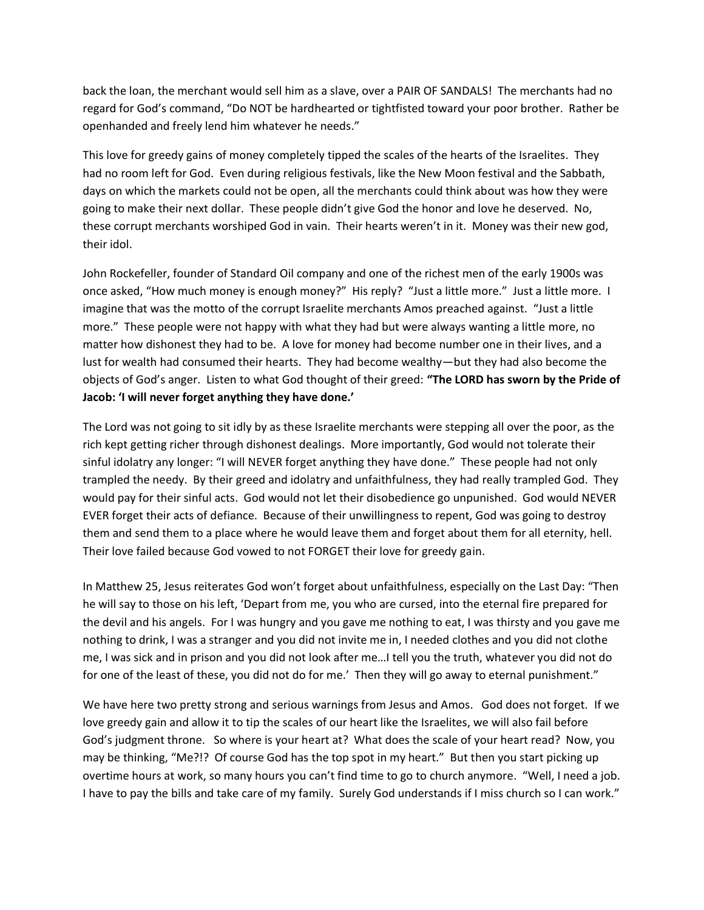back the loan, the merchant would sell him as a slave, over a PAIR OF SANDALS! The merchants had no regard for God's command, "Do NOT be hardhearted or tightfisted toward your poor brother. Rather be openhanded and freely lend him whatever he needs."

This love for greedy gains of money completely tipped the scales of the hearts of the Israelites. They had no room left for God. Even during religious festivals, like the New Moon festival and the Sabbath, days on which the markets could not be open, all the merchants could think about was how they were going to make their next dollar. These people didn't give God the honor and love he deserved. No, these corrupt merchants worshiped God in vain. Their hearts weren't in it. Money was their new god, their idol.

John Rockefeller, founder of Standard Oil company and one of the richest men of the early 1900s was once asked, "How much money is enough money?" His reply? "Just a little more." Just a little more. I imagine that was the motto of the corrupt Israelite merchants Amos preached against. "Just a little more." These people were not happy with what they had but were always wanting a little more, no matter how dishonest they had to be. A love for money had become number one in their lives, and a lust for wealth had consumed their hearts. They had become wealthy—but they had also become the objects of God's anger. Listen to what God thought of their greed: **"The LORD has sworn by the Pride of Jacob: 'I will never forget anything they have done.'**

The Lord was not going to sit idly by as these Israelite merchants were stepping all over the poor, as the rich kept getting richer through dishonest dealings. More importantly, God would not tolerate their sinful idolatry any longer: "I will NEVER forget anything they have done." These people had not only trampled the needy. By their greed and idolatry and unfaithfulness, they had really trampled God. They would pay for their sinful acts. God would not let their disobedience go unpunished. God would NEVER EVER forget their acts of defiance. Because of their unwillingness to repent, God was going to destroy them and send them to a place where he would leave them and forget about them for all eternity, hell. Their love failed because God vowed to not FORGET their love for greedy gain.

In Matthew 25, Jesus reiterates God won't forget about unfaithfulness, especially on the Last Day: "Then he will say to those on his left, 'Depart from me, you who are cursed, into the eternal fire prepared for the devil and his angels. For I was hungry and you gave me nothing to eat, I was thirsty and you gave me nothing to drink, I was a stranger and you did not invite me in, I needed clothes and you did not clothe me, I was sick and in prison and you did not look after me…I tell you the truth, whatever you did not do for one of the least of these, you did not do for me.' Then they will go away to eternal punishment."

We have here two pretty strong and serious warnings from Jesus and Amos. God does not forget. If we love greedy gain and allow it to tip the scales of our heart like the Israelites, we will also fail before God's judgment throne. So where is your heart at? What does the scale of your heart read? Now, you may be thinking, "Me?!? Of course God has the top spot in my heart." But then you start picking up overtime hours at work, so many hours you can't find time to go to church anymore. "Well, I need a job. I have to pay the bills and take care of my family. Surely God understands if I miss church so I can work."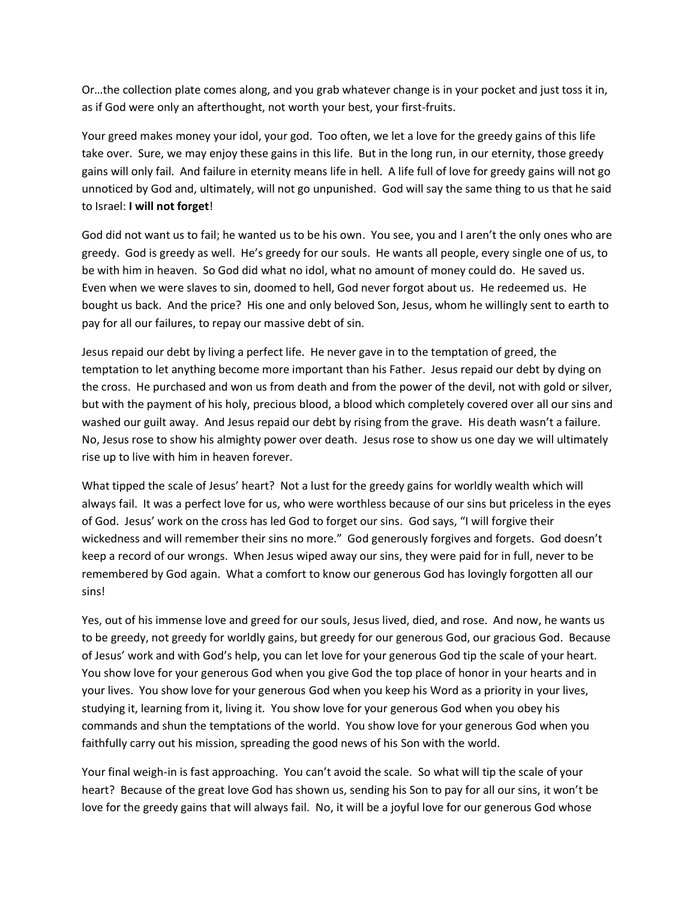Or…the collection plate comes along, and you grab whatever change is in your pocket and just toss it in, as if God were only an afterthought, not worth your best, your first-fruits.

Your greed makes money your idol, your god. Too often, we let a love for the greedy gains of this life take over. Sure, we may enjoy these gains in this life. But in the long run, in our eternity, those greedy gains will only fail. And failure in eternity means life in hell. A life full of love for greedy gains will not go unnoticed by God and, ultimately, will not go unpunished. God will say the same thing to us that he said to Israel: **I will not forget**!

God did not want us to fail; he wanted us to be his own. You see, you and I aren't the only ones who are greedy. God is greedy as well. He's greedy for our souls. He wants all people, every single one of us, to be with him in heaven. So God did what no idol, what no amount of money could do. He saved us. Even when we were slaves to sin, doomed to hell, God never forgot about us. He redeemed us. He bought us back. And the price? His one and only beloved Son, Jesus, whom he willingly sent to earth to pay for all our failures, to repay our massive debt of sin.

Jesus repaid our debt by living a perfect life. He never gave in to the temptation of greed, the temptation to let anything become more important than his Father. Jesus repaid our debt by dying on the cross. He purchased and won us from death and from the power of the devil, not with gold or silver, but with the payment of his holy, precious blood, a blood which completely covered over all our sins and washed our guilt away. And Jesus repaid our debt by rising from the grave. His death wasn't a failure. No, Jesus rose to show his almighty power over death. Jesus rose to show us one day we will ultimately rise up to live with him in heaven forever.

What tipped the scale of Jesus' heart? Not a lust for the greedy gains for worldly wealth which will always fail. It was a perfect love for us, who were worthless because of our sins but priceless in the eyes of God. Jesus' work on the cross has led God to forget our sins. God says, "I will forgive their wickedness and will remember their sins no more." God generously forgives and forgets. God doesn't keep a record of our wrongs. When Jesus wiped away our sins, they were paid for in full, never to be remembered by God again. What a comfort to know our generous God has lovingly forgotten all our sins!

Yes, out of his immense love and greed for our souls, Jesus lived, died, and rose. And now, he wants us to be greedy, not greedy for worldly gains, but greedy for our generous God, our gracious God. Because of Jesus' work and with God's help, you can let love for your generous God tip the scale of your heart. You show love for your generous God when you give God the top place of honor in your hearts and in your lives. You show love for your generous God when you keep his Word as a priority in your lives, studying it, learning from it, living it. You show love for your generous God when you obey his commands and shun the temptations of the world. You show love for your generous God when you faithfully carry out his mission, spreading the good news of his Son with the world.

Your final weigh-in is fast approaching. You can't avoid the scale. So what will tip the scale of your heart? Because of the great love God has shown us, sending his Son to pay for all our sins, it won't be love for the greedy gains that will always fail. No, it will be a joyful love for our generous God whose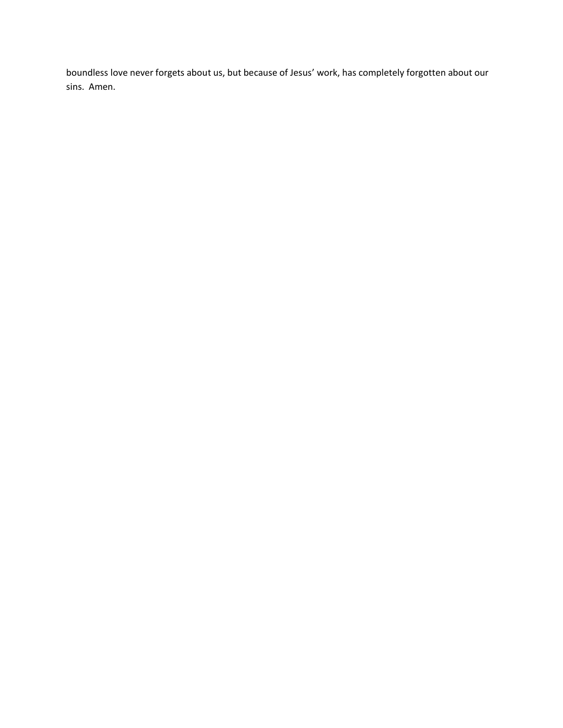boundless love never forgets about us, but because of Jesus' work, has completely forgotten about our sins. Amen.